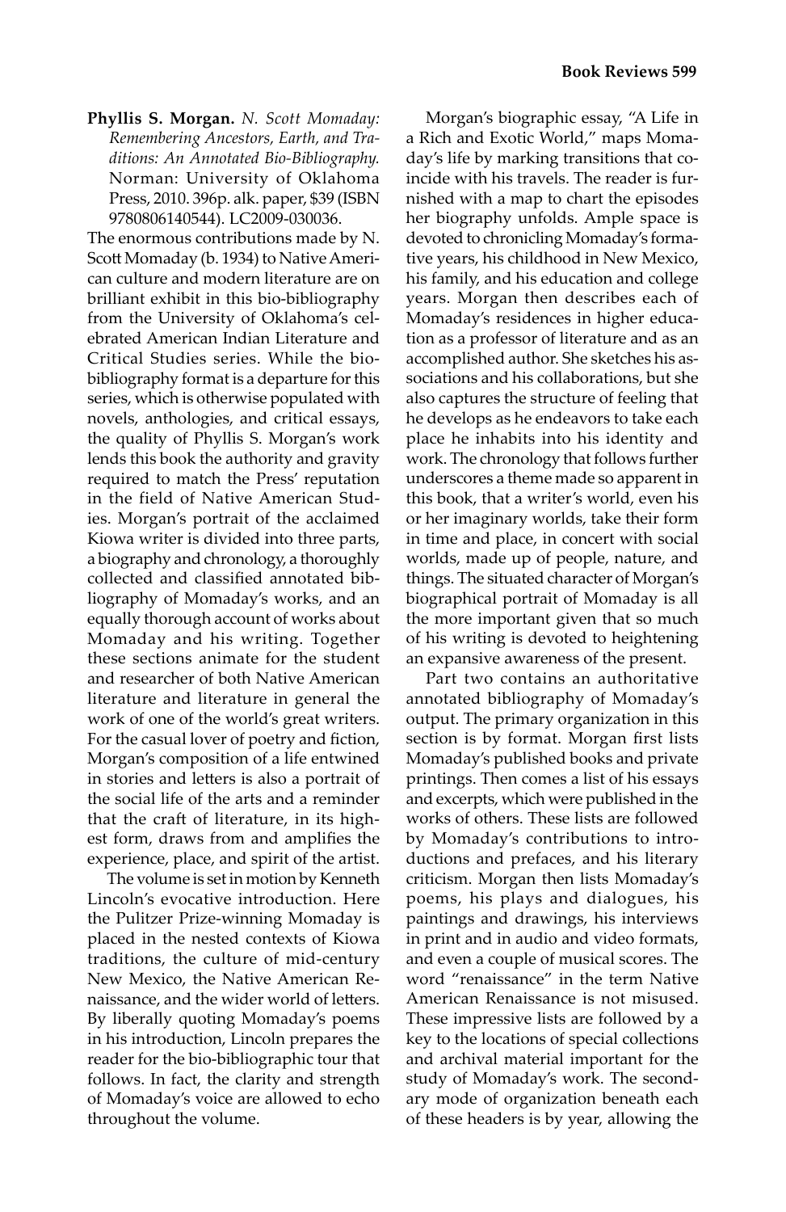**Phyllis S. Morgan.** *N. Scott Momaday: Remembering Ancestors, Earth, and Traditions: An Annotated Bio-Bibliography.* Norman: University of Oklahoma Press, 2010. 396p. alk. paper, $39 (ISBN 9780806140544). LC2009-030036.

The enormous contributions made by N. Scott Momaday (b. 1934) to Native American culture and modern literature are on brilliant exhibit in this bio-bibliography from the University of Oklahoma's celebrated American Indian Literature and Critical Studies series. While the bio-bibliography format is a departure for this series, which is otherwise populated with novels, anthologies, and critical essays, the quality of Phyllis S. Morgan's work lends this book the authority and gravity required to match the Press' reputation in the field of Native American Studies. Morgan's portrait of the acclaimed Kiowa writer is divided into three parts, a biography and chronology, a thoroughly collected and classified annotated bibliography of Momaday's works, and an equally thorough account of works about Momaday and his writing. Together these sections animate for the student and researcher of both Native American literature and literature in general the work of one of the world's great writers. For the casual lover of poetry and fiction, Morgan's composition of a life entwined in stories and letters is also a portrait of the social life of the arts and a reminder that the craft of literature, in its highest form, draws from and amplifies the experience, place, and spirit of the artist.

The volume is set in motion by Kenneth Lincoln's evocative introduction. Here the Pulitzer Prize-winning Momaday is placed in the nested contexts of Kiowa traditions, the culture of mid-century New Mexico, the Native American Renaissance, and the wider world of letters. By liberally quoting Momaday's poems in his introduction, Lincoln prepares the reader for the bio-bibliographic tour that follows. In fact, the clarity and strength of Momaday's voice are allowed to echo throughout the volume.

Morgan's biographic essay, "A Life in a Rich and Exotic World," maps Momaday's life by marking transitions that coincide with his travels. The reader is furnished with a map to chart the episodes her biography unfolds. Ample space is devoted to chronicling Momaday's formative years, his childhood in New Mexico, his family, and his education and college years. Morgan then describes each of Momaday's residences in higher education as a professor of literature and as an accomplished author. She sketches his associations and his collaborations, but she also captures the structure of feeling that he develops as he endeavors to take each place he inhabits into his identity and work. The chronology that follows further underscores a theme made so apparent in this book, that a writer's world, even his or her imaginary worlds, take their form in time and place, in concert with social worlds, made up of people, nature, and things. The situated character of Morgan's biographical portrait of Momaday is all the more important given that so much of his writing is devoted to heightening an expansive awareness of the present.

Part two contains an authoritative annotated bibliography of Momaday's output. The primary organization in this section is by format. Morgan first lists Momaday's published books and private printings. Then comes a list of his essays and excerpts, which were published in the works of others. These lists are followed by Momaday's contributions to introductions and prefaces, and his literary criticism. Morgan then lists Momaday's poems, his plays and dialogues, his paintings and drawings, his interviews in print and in audio and video formats, and even a couple of musical scores. The word "renaissance" in the term Native American Renaissance is not misused. These impressive lists are followed by a key to the locations of special collections and archival material important for the study of Momaday's work. The secondary mode of organization beneath each of these headers is by year, allowing the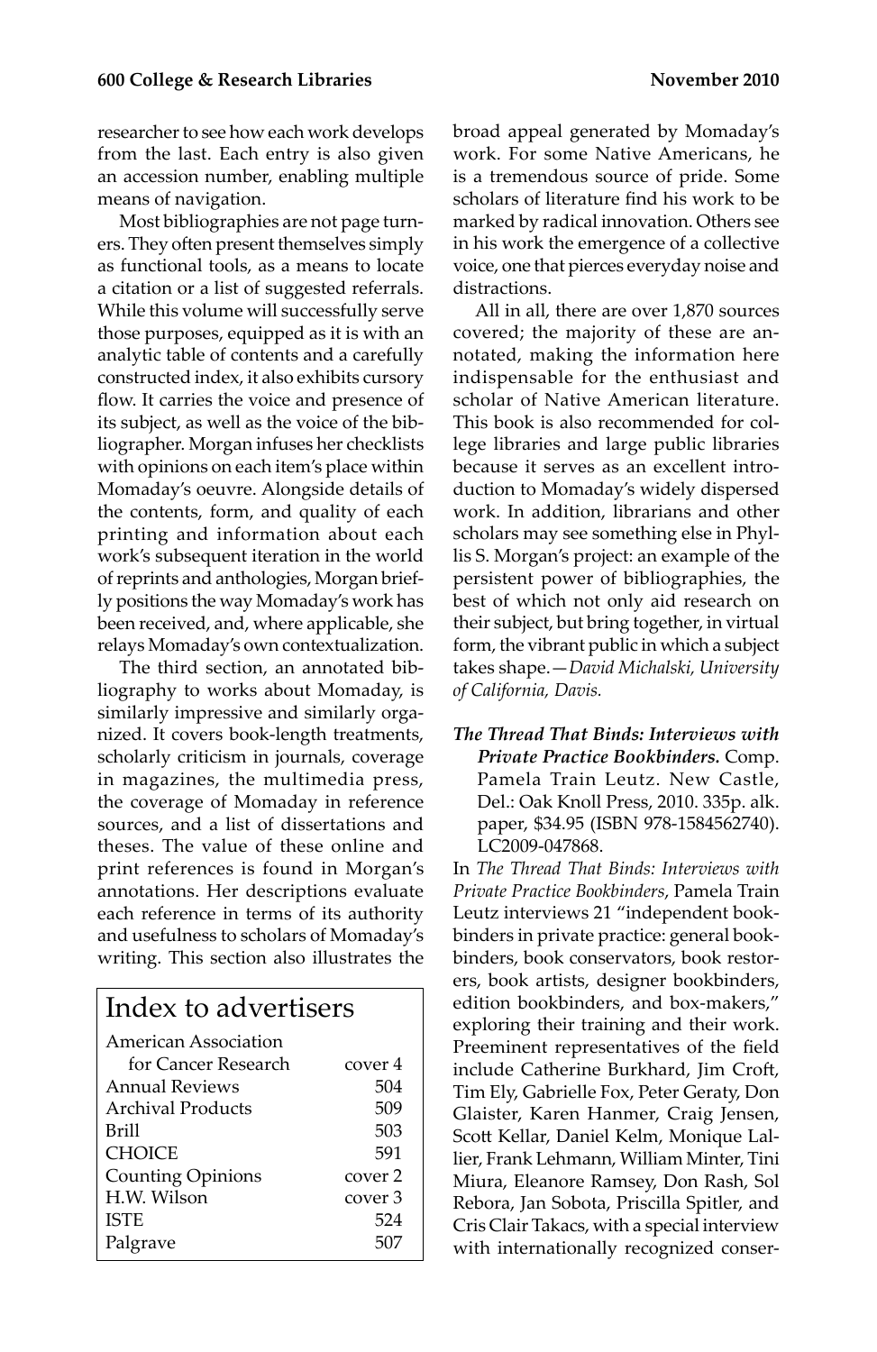researcher to see how each work develops from the last. Each entry is also given an accession number, enabling multiple means of navigation.

Most bibliographies are not page turners. They often present themselves simply as functional tools, as a means to locate a citation or a list of suggested referrals. While this volume will successfully serve those purposes, equipped as it is with an analytic table of contents and a carefully constructed index, it also exhibits cursory flow. It carries the voice and presence of its subject, as well as the voice of the bibliographer. Morgan infuses her checklists with opinions on each item's place within Momaday's oeuvre. Alongside details of the contents, form, and quality of each printing and information about each work's subsequent iteration in the world of reprints and anthologies, Morgan briefly positions the way Momaday's work has been received, and, where applicable, she relays Momaday's own contextualization.

The third section, an annotated bibliography to works about Momaday, is similarly impressive and similarly organized. It covers book-length treatments, scholarly criticism in journals, coverage in magazines, the multimedia press, the coverage of Momaday in reference sources, and a list of dissertations and theses. The value of these online and print references is found in Morgan's annotations. Her descriptions evaluate each reference in terms of its authority and usefulness to scholars of Momaday's writing. This section also illustrates the broad appeal generated by Momaday's work. For some Native Americans, he is a tremendous source of pride. Some scholars of literature find his work to be marked by radical innovation. Others see in his work the emergence of a collective voice, one that pierces everyday noise and distractions.

All in all, there are over 1,870 sources covered; the majority of these are annotated, making the information here indispensable for the enthusiast and scholar of Native American literature. This book is also recommended for college libraries and large public libraries because it serves as an excellent introduction to Momaday's widely dispersed work. In addition, librarians and other scholars may see something else in Phyllis S. Morgan's project: an example of the persistent power of bibliographies, the best of which not only aid research on their subject, but bring together, in virtual form, the vibrant public in which a subject takes shape.—*David Michalski, University of California, Davis.*

***The Thread That Binds: Interviews with Private Practice Bookbinders.*** Comp. Pamela Train Leutz. New Castle, Del.: Oak Knoll Press, 2010. 335p. alk. paper, $34.95 (ISBN 978-1584562740). LC2009-047868.

In *The Thread That Binds: Interviews with Private Practice Bookbinders*, Pamela Train Leutz interviews 21 "independent bookbinders in private practice: general bookbinders, book conservators, book restorers, book artists, designer bookbinders, edition bookbinders, and box-makers," exploring their training and their work. Preeminent representatives of the field include Catherine Burkhard, Jim Croft, Tim Ely, Gabrielle Fox, Peter Geraty, Don Glaister, Karen Hanmer, Craig Jensen, Scott Kellar, Daniel Kelm, Monique Lallier, Frank Lehmann, William Minter, Tini Miura, Eleanore Ramsey, Don Rash, Sol Rebora, Jan Sobota, Priscilla Spitler, and Cris Clair Takacs, with a special interview with internationally recognized conser-

## Index to advertisers

| | |
|---|---|
| American Association for Cancer Research | cover 4 |
| Annual Reviews | 504 |
| Archival Products | 509 |
| Brill | 503 |
| CHOICE | 591 |
| Counting Opinions | cover 2 |
| H.W. Wilson | cover 3 |
| ISTE | 524 |
| Palgrave | 507 |